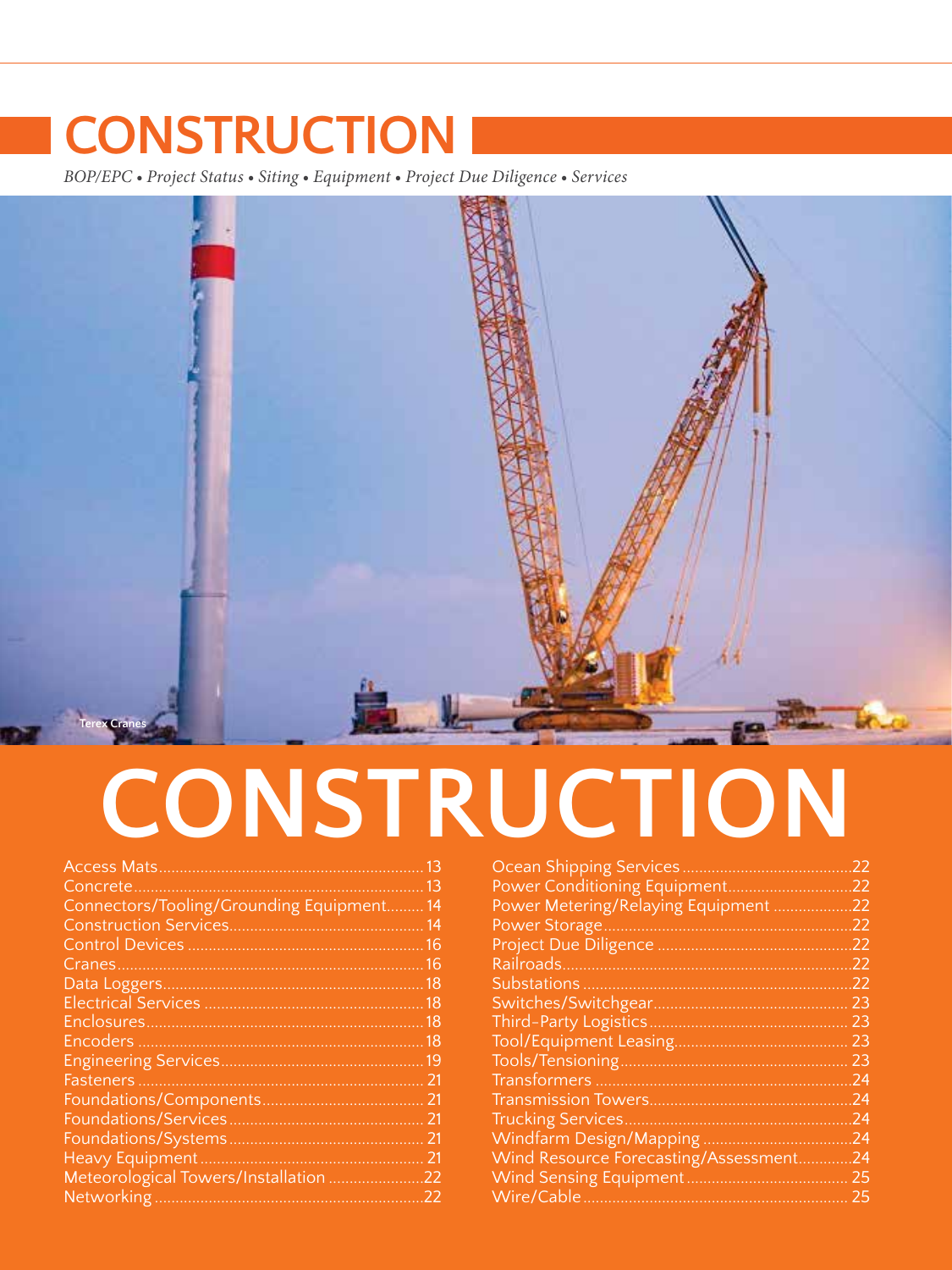# CONSTRUCTION

*BOP/EPC • Project Status • Siting • Equipment • Project Due Diligence • Services*

Terex Cranes

# CONSTRUCTION

| Category | Page |
| --- | --- |
| Access Mats | 13 |
| Concrete | 13 |
| Connectors/Tooling/Grounding Equipment | 14 |
| Construction Services | 14 |
| Control Devices | 16 |
| Cranes | 16 |
| Data Loggers | 18 |
| Electrical Services | 18 |
| Enclosures | 18 |
| Encoders | 18 |
| Engineering Services | 19 |
| Fasteners | 21 |
| Foundations/Components | 21 |
| Foundations/Services | 21 |
| Foundations/Systems | 21 |
| Heavy Equipment | 21 |
| Meteorological Towers/Installation | 22 |
| Networking | 22 |
| Ocean Shipping Services | 22 |
| Power Conditioning Equipment | 22 |
| Power Metering/Relaying Equipment | 22 |
| Power Storage | 22 |
| Project Due Diligence | 22 |
| Railroads | 22 |
| Substations | 22 |
| Switches/Switchgear | 23 |
| Third-Party Logistics | 23 |
| Tool/Equipment Leasing | 23 |
| Tools/Tensioning | 23 |
| Transformers | 24 |
| Transmission Towers | 24 |
| Trucking Services | 24 |
| Windfarm Design/Mapping | 24 |
| Wind Resource Forecasting/Assessment | 24 |
| Wind Sensing Equipment | 25 |
| Wire/Cable | 25 |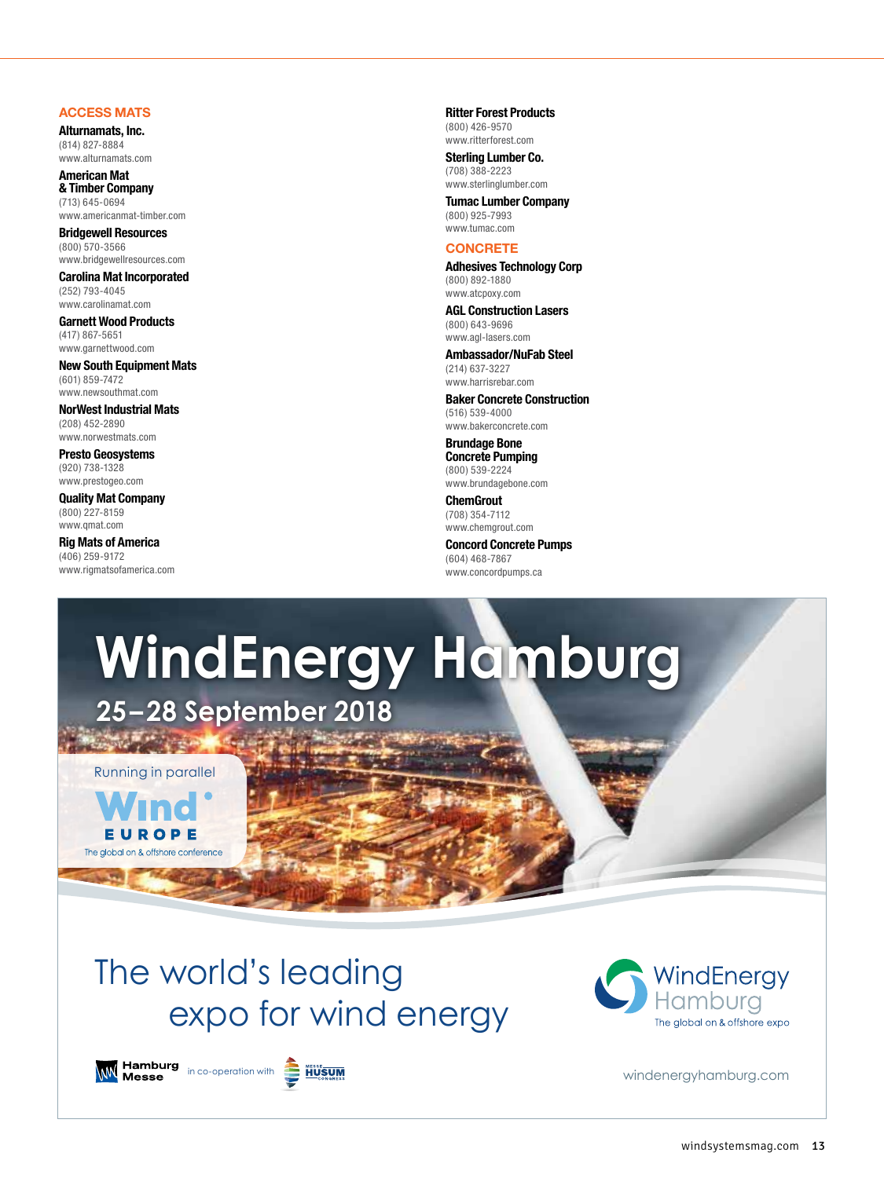## ACCESS MATS

**Alturnamats, Inc.**
(814) 827-8884
www.alturnamats.com

**American Mat & Timber Company**
(713) 645-0694
www.americanmat-timber.com

**Bridgewell Resources**
(800) 570-3566
www.bridgewellresources.com

**Carolina Mat Incorporated**
(252) 793-4045
www.carolinamat.com

**Garnett Wood Products**
(417) 867-5651
www.garnettwood.com

**New South Equipment Mats**
(601) 859-7472
www.newsouthmat.com

**NorWest Industrial Mats**
(208) 452-2890
www.norwestmats.com

**Presto Geosystems**
(920) 738-1328
www.prestogeo.com

**Quality Mat Company**
(800) 227-8159
www.qmat.com

**Rig Mats of America**
(406) 259-9172
www.rigmatsofamerica.com

**Ritter Forest Products**
(800) 426-9570
www.ritterforest.com

**Sterling Lumber Co.**
(708) 388-2223
www.sterlinglumber.com

**Tumac Lumber Company**
(800) 925-7993
www.tumac.com

## CONCRETE

**Adhesives Technology Corp**
(800) 892-1880
www.atcpoxy.com

**AGL Construction Lasers**
(800) 643-9696
www.agl-lasers.com

**Ambassador/NuFab Steel**
(214) 637-3227
www.harrisrebar.com

**Baker Concrete Construction**
(516) 539-4000
www.bakerconcrete.com

**Brundage Bone Concrete Pumping**
(800) 539-2224
www.brundagebone.com

**ChemGrout**
(708) 354-7112
www.chemgrout.com

**Concord Concrete Pumps**
(604) 468-7867
www.concordpumps.ca

# WindEnergy Hamburg

**25–28 September 2018**

Running in parallel
Wind EUROPE
The global on & offshore conference

The world's leading expo for wind energy

WindEnergy Hamburg
The global on & offshore expo

Hamburg Messe in co-operation with Messe Husum Congress

windenergyhamburg.com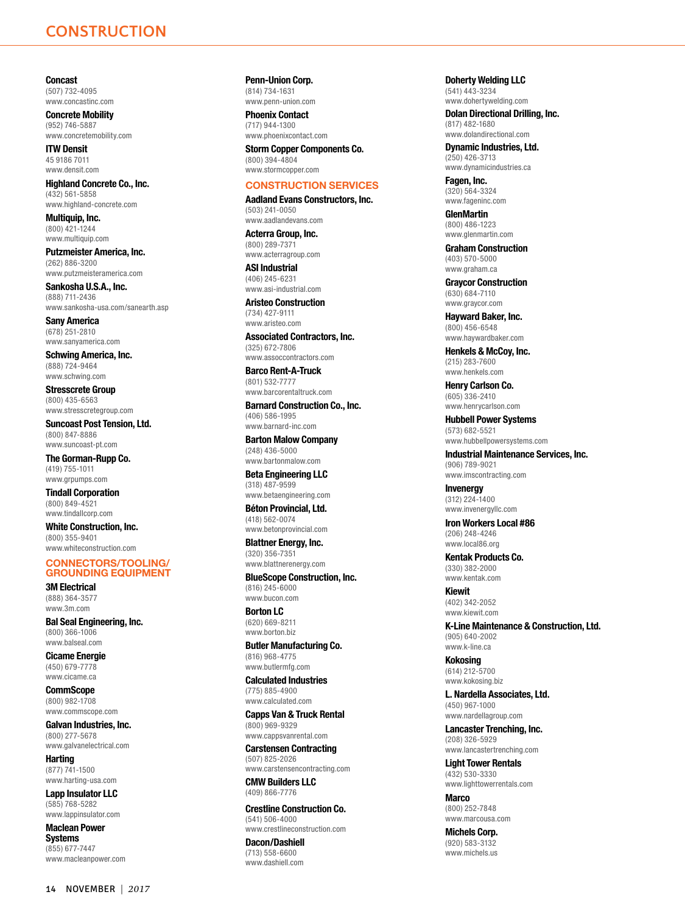# CONSTRUCTION

**Concast**
(507) 732-4095
www.concastinc.com

**Concrete Mobility**
(952) 746-5887
www.concretemobility.com

**ITW Densit**
45 9186 7011
www.densit.com

**Highland Concrete Co., Inc.**
(432) 561-5858
www.highland-concrete.com

**Multiquip, Inc.**
(800) 421-1244
www.multiquip.com

**Putzmeister America, Inc.**
(262) 886-3200
www.putzmeisteramerica.com

**Sankosha U.S.A., Inc.**
(888) 711-2436
www.sankosha-usa.com/sanearth.asp

**Sany America**
(678) 251-2810
www.sanyamerica.com

**Schwing America, Inc.**
(888) 724-9464
www.schwing.com

**Stresscrete Group**
(800) 435-6563
www.stresscretegroup.com

**Suncoast Post Tension, Ltd.**
(800) 847-8886
www.suncoast-pt.com

**The Gorman-Rupp Co.**
(419) 755-1011
www.grpumps.com

**Tindall Corporation**
(800) 849-4521
www.tindallcorp.com

**White Construction, Inc.**
(800) 355-9401
www.whiteconstruction.com

## CONNECTORS/TOOLING/GROUNDING EQUIPMENT

**3M Electrical**
(888) 364-3577
www.3m.com

**Bal Seal Engineering, Inc.**
(800) 366-1006
www.balseal.com

**Cicame Energie**
(450) 679-7778
www.cicame.ca

**CommScope**
(800) 982-1708
www.commscope.com

**Galvan Industries, Inc.**
(800) 277-5678
www.galvanelectrical.com

**Harting**
(877) 741-1500
www.harting-usa.com

**Lapp Insulator LLC**
(585) 768-5282
www.lappinsulator.com

**Maclean Power Systems**
(855) 677-7447
www.macleanpower.com

**Penn-Union Corp.**
(814) 734-1631
www.penn-union.com

**Phoenix Contact**
(717) 944-1300
www.phoenixcontact.com

**Storm Copper Components Co.**
(800) 394-4804
www.stormcopper.com

## CONSTRUCTION SERVICES

**Aadland Evans Constructors, Inc.**
(503) 241-0050
www.aadlandevans.com

**Acterra Group, Inc.**
(800) 289-7371
www.acterragroup.com

**ASI Industrial**
(406) 245-6231
www.asi-industrial.com

**Aristeo Construction**
(734) 427-9111
www.aristeo.com

**Associated Contractors, Inc.**
(325) 672-7806
www.assoccontractors.com

**Barco Rent-A-Truck**
(801) 532-7777
www.barcorentaltruck.com

**Barnard Construction Co., Inc.**
(406) 586-1995
www.barnard-inc.com

**Barton Malow Company**
(248) 436-5000
www.bartonmalow.com

**Beta Engineering LLC**
(318) 487-9599
www.betaengineering.com

**Béton Provincial, Ltd.**
(418) 562-0074
www.betonprovincial.com

**Blattner Energy, Inc.**
(320) 356-7351
www.blattnerenergy.com

**BlueScope Construction, Inc.**
(816) 245-6000
www.bucon.com

**Borton LC**
(620) 669-8211
www.borton.biz

**Butler Manufacturing Co.**
(816) 968-4775
www.butlermfg.com

**Calculated Industries**
(775) 885-4900
www.calculated.com

**Capps Van & Truck Rental**
(800) 969-9329
www.cappsvanrental.com

**Carstensen Contracting**
(507) 825-2026
www.carstensencontracting.com

**CMW Builders LLC**
(409) 866-7776

**Crestline Construction Co.**
(541) 506-4000
www.crestlineconstruction.com

**Dacon/Dashiell**
(713) 558-6600
www.dashiell.com

**Doherty Welding LLC**
(541) 443-3234
www.dohertywelding.com

**Dolan Directional Drilling, Inc.**
(817) 482-1680
www.dolandirectional.com

**Dynamic Industries, Ltd.**
(250) 426-3713
www.dynamicindustries.ca

**Fagen, Inc.**
(320) 564-3324
www.fageninc.com

**GlenMartin**
(800) 486-1223
www.glenmartin.com

**Graham Construction**
(403) 570-5000
www.graham.ca

**Graycor Construction**
(630) 684-7110
www.graycor.com

**Hayward Baker, Inc.**
(800) 456-6548
www.haywardbaker.com

**Henkels & McCoy, Inc.**
(215) 283-7600
www.henkels.com

**Henry Carlson Co.**
(605) 336-2410
www.henrycarlson.com

**Hubbell Power Systems**
(573) 682-5521
www.hubbellpowersystems.com

**Industrial Maintenance Services, Inc.**
(906) 789-9021
www.imscontracting.com

**Invenergy**
(312) 224-1400
www.invenergyllc.com

**Iron Workers Local #86**
(206) 248-4246
www.local86.org

**Kentak Products Co.**
(330) 382-2000
www.kentak.com

**Kiewit**
(402) 342-2052
www.kiewit.com

**K-Line Maintenance & Construction, Ltd.**
(905) 640-2002
www.k-line.ca

**Kokosing**
(614) 212-5700
www.kokosing.biz

**L. Nardella Associates, Ltd.**
(450) 967-1000
www.nardellagroup.com

**Lancaster Trenching, Inc.**
(208) 326-5929
www.lancastertrenching.com

**Light Tower Rentals**
(432) 530-3330
www.lighttowerrentals.com

**Marco**
(800) 252-7848
www.marcousa.com

**Michels Corp.**
(920) 583-3132
www.michels.us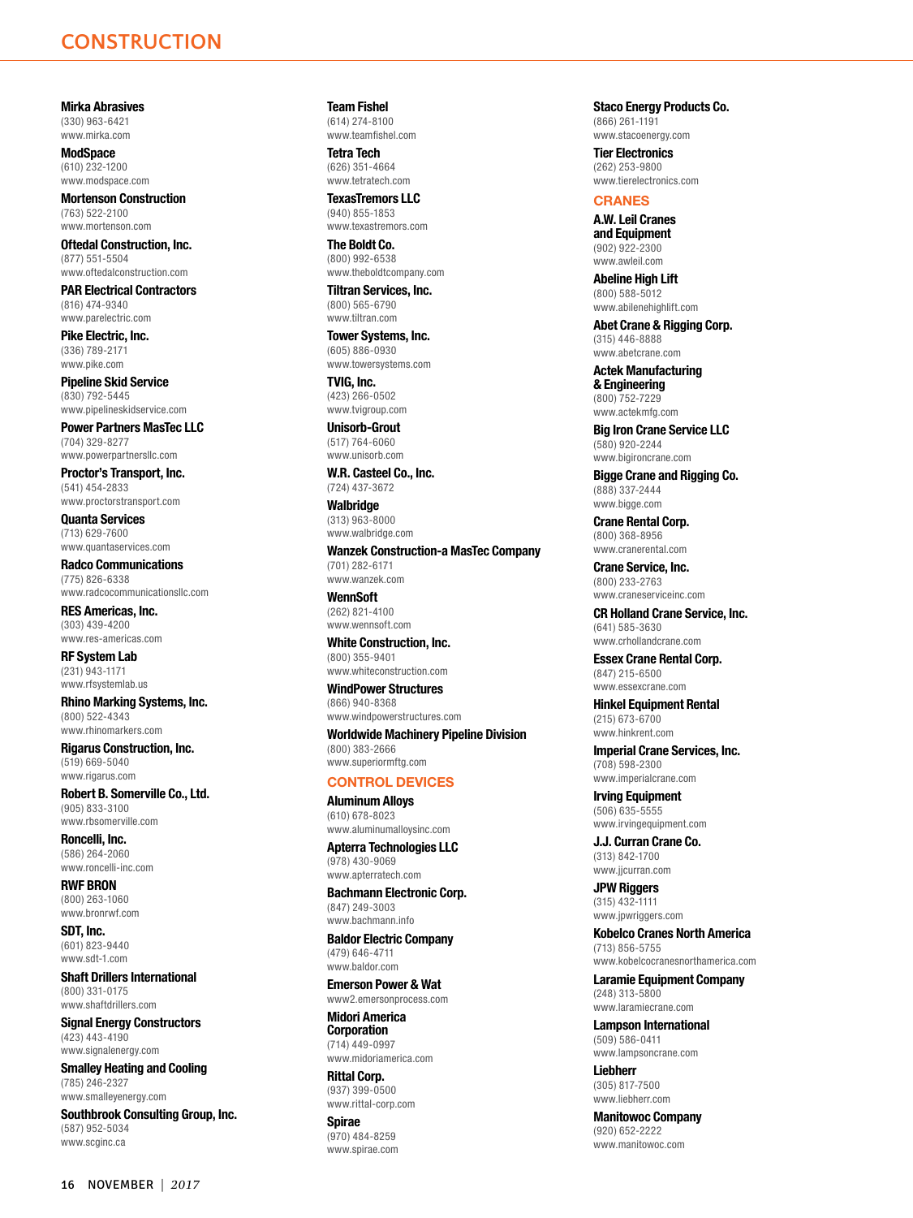# CONSTRUCTION

**Mirka Abrasives**
(330) 963-6421
www.mirka.com

**ModSpace**
(610) 232-1200
www.modspace.com

**Mortenson Construction**
(763) 522-2100
www.mortenson.com

**Oftedal Construction, Inc.**
(877) 551-5504
www.oftedalconstruction.com

**PAR Electrical Contractors**
(816) 474-9340
www.parelectric.com

**Pike Electric, Inc.**
(336) 789-2171
www.pike.com

**Pipeline Skid Service**
(830) 792-5445
www.pipelineskidservice.com

**Power Partners MasTec LLC**
(704) 329-8277
www.powerpartnersllc.com

**Proctor's Transport, Inc.**
(541) 454-2833
www.proctorstransport.com

**Quanta Services**
(713) 629-7600
www.quantaservices.com

**Radco Communications**
(775) 826-6338
www.radcocommunicationsllc.com

**RES Americas, Inc.**
(303) 439-4200
www.res-americas.com

**RF System Lab**
(231) 943-1171
www.rfsystemlab.us

**Rhino Marking Systems, Inc.**
(800) 522-4343
www.rhinomarkers.com

**Rigarus Construction, Inc.**
(519) 669-5040
www.rigarus.com

**Robert B. Somerville Co., Ltd.**
(905) 833-3100
www.rbsomerville.com

**Roncelli, Inc.**
(586) 264-2060
www.roncelli-inc.com

**RWF BRON**
(800) 263-1060
www.bronrwf.com

**SDT, Inc.**
(601) 823-9440
www.sdt-1.com

**Shaft Drillers International**
(800) 331-0175
www.shaftdrillers.com

**Signal Energy Constructors**
(423) 443-4190
www.signalenergy.com

**Smalley Heating and Cooling**
(785) 246-2327
www.smalleyenergy.com

**Southbrook Consulting Group, Inc.**
(587) 952-5034
www.scginc.ca

**Team Fishel**
(614) 274-8100
www.teamfishel.com

**Tetra Tech**
(626) 351-4664
www.tetratech.com

**TexasTremors LLC**
(940) 855-1853
www.texastremors.com

**The Boldt Co.**
(800) 992-6538
www.theboldtcompany.com

**Tiltran Services, Inc.**
(800) 565-6790
www.tiltran.com

**Tower Systems, Inc.**
(605) 886-0930
www.towersystems.com

**TVIG, Inc.**
(423) 266-0502
www.tvigroup.com

**Unisorb-Grout**
(517) 764-6060
www.unisorb.com

**W.R. Casteel Co., Inc.**
(724) 437-3672

**Walbridge**
(313) 963-8000
www.walbridge.com

**Wanzek Construction-a MasTec Company**
(701) 282-6171
www.wanzek.com

**WennSoft**
(262) 821-4100
www.wennsoft.com

**White Construction, Inc.**
(800) 355-9401
www.whiteconstruction.com

**WindPower Structures**
(866) 940-8368
www.windpowerstructures.com

**Worldwide Machinery Pipeline Division**
(800) 383-2666
www.superiormftg.com

## CONTROL DEVICES

**Aluminum Alloys**
(610) 678-8023
www.aluminumalloysinc.com

**Apterra Technologies LLC**
(978) 430-9069
www.apterratech.com

**Bachmann Electronic Corp.**
(847) 249-3003
www.bachmann.info

**Baldor Electric Company**
(479) 646-4711
www.baldor.com

**Emerson Power & Wat**
www2.emersonprocess.com

**Midori America Corporation**
(714) 449-0997
www.midoriamerica.com

**Rittal Corp.**
(937) 399-0500
www.rittal-corp.com

**Spirae**
(970) 484-8259
www.spirae.com

**Staco Energy Products Co.**
(866) 261-1191
www.stacoenergy.com

**Tier Electronics**
(262) 253-9800
www.tierelectronics.com

## CRANES

**A.W. Leil Cranes and Equipment**
(902) 922-2300
www.awleil.com

**Abeline High Lift**
(800) 588-5012
www.abilenehighlift.com

**Abet Crane & Rigging Corp.**
(315) 446-8888
www.abetcrane.com

**Actek Manufacturing & Engineering**
(800) 752-7229
www.actekmfg.com

**Big Iron Crane Service LLC**
(580) 920-2244
www.bigironcrane.com

**Bigge Crane and Rigging Co.**
(888) 337-2444
www.bigge.com

**Crane Rental Corp.**
(800) 368-8956
www.cranerental.com

**Crane Service, Inc.**
(800) 233-2763
www.craneserviceinc.com

**CR Holland Crane Service, Inc.**
(641) 585-3630
www.crhollandcrane.com

**Essex Crane Rental Corp.**
(847) 215-6500
www.essexcrane.com

**Hinkel Equipment Rental**
(215) 673-6700
www.hinkrent.com

**Imperial Crane Services, Inc.**
(708) 598-2300
www.imperialcrane.com

**Irving Equipment**
(506) 635-5555
www.irvingequipment.com

**J.J. Curran Crane Co.**
(313) 842-1700
www.jjcurran.com

**JPW Riggers**
(315) 432-1111
www.jpwriggers.com

**Kobelco Cranes North America**
(713) 856-5755
www.kobelcocranesnorthamerica.com

**Laramie Equipment Company**
(248) 313-5800
www.laramiecrane.com

**Lampson International**
(509) 586-0411
www.lampsoncrane.com

**Liebherr**
(305) 817-7500
www.liebherr.com

**Manitowoc Company**
(920) 652-2222
www.manitowoc.com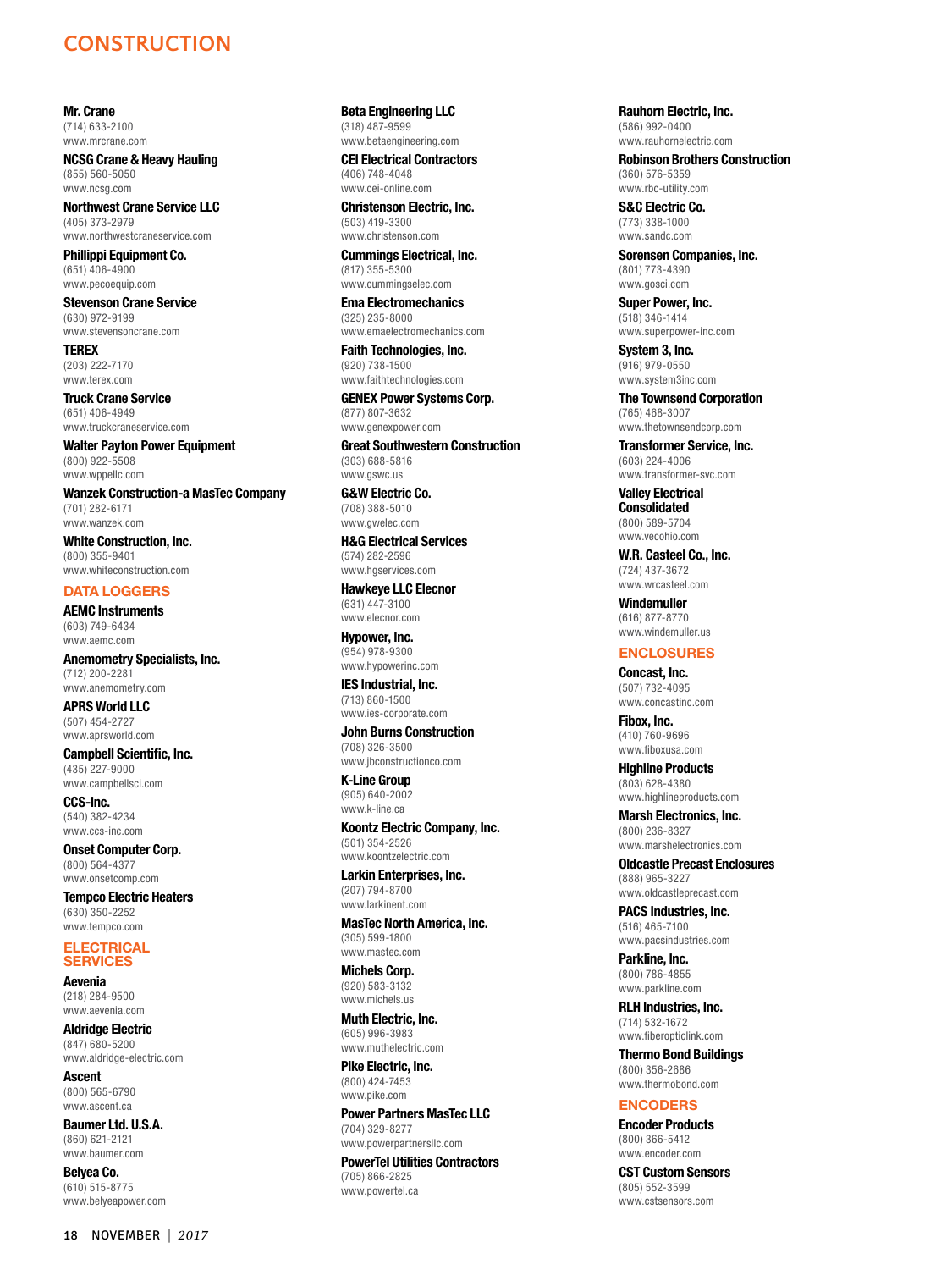# CONSTRUCTION

**Mr. Crane**
(714) 633-2100
www.mrcrane.com

**NCSG Crane & Heavy Hauling**
(855) 560-5050
www.ncsg.com

**Northwest Crane Service LLC**
(405) 373-2979
www.northwestcraneservice.com

**Phillippi Equipment Co.**
(651) 406-4900
www.pecoequip.com

**Stevenson Crane Service**
(630) 972-9199
www.stevensoncrane.com

**TEREX**
(203) 222-7170
www.terex.com

**Truck Crane Service**
(651) 406-4949
www.truckcraneservice.com

**Walter Payton Power Equipment**
(800) 922-5508
www.wppellc.com

**Wanzek Construction-a MasTec Company**
(701) 282-6171
www.wanzek.com

**White Construction, Inc.**
(800) 355-9401
www.whiteconstruction.com

## DATA LOGGERS

**AEMC Instruments**
(603) 749-6434
www.aemc.com

**Anemometry Specialists, Inc.**
(712) 200-2281
www.anemometry.com

**APRS World LLC**
(507) 454-2727
www.aprsworld.com

**Campbell Scientific, Inc.**
(435) 227-9000
www.campbellsci.com

**CCS-Inc.**
(540) 382-4234
www.ccs-inc.com

**Onset Computer Corp.**
(800) 564-4377
www.onsetcomp.com

**Tempco Electric Heaters**
(630) 350-2252
www.tempco.com

## ELECTRICAL SERVICES

**Aevenia**
(218) 284-9500
www.aevenia.com

**Aldridge Electric**
(847) 680-5200
www.aldridge-electric.com

**Ascent**
(800) 565-6790
www.ascent.ca

**Baumer Ltd. U.S.A.**
(860) 621-2121
www.baumer.com

**Belyea Co.**
(610) 515-8775
www.belyeapower.com

**Beta Engineering LLC**
(318) 487-9599
www.betaengineering.com

**CEI Electrical Contractors**
(406) 748-4048
www.cei-online.com

**Christenson Electric, Inc.**
(503) 419-3300
www.christenson.com

**Cummings Electrical, Inc.**
(817) 355-5300
www.cummingselec.com

**Ema Electromechanics**
(325) 235-8000
www.emaelectromechanics.com

**Faith Technologies, Inc.**
(920) 738-1500
www.faithtechnologies.com

**GENEX Power Systems Corp.**
(877) 807-3632
www.genexpower.com

**Great Southwestern Construction**
(303) 688-5816
www.gswc.us

**G&W Electric Co.**
(708) 388-5010
www.gwelec.com

**H&G Electrical Services**
(574) 282-2596
www.hgservices.com

**Hawkeye LLC Elecnor**
(631) 447-3100
www.elecnor.com

**Hypower, Inc.**
(954) 978-9300
www.hypowerinc.com

**IES Industrial, Inc.**
(713) 860-1500
www.ies-corporate.com

**John Burns Construction**
(708) 326-3500
www.jbconstructionco.com

**K-Line Group**
(905) 640-2002
www.k-line.ca

**Koontz Electric Company, Inc.**
(501) 354-2526
www.koontzelectric.com

**Larkin Enterprises, Inc.**
(207) 794-8700
www.larkinent.com

**MasTec North America, Inc.**
(305) 599-1800
www.mastec.com

**Michels Corp.**
(920) 583-3132
www.michels.us

**Muth Electric, Inc.**
(605) 996-3983
www.muthelectric.com

**Pike Electric, Inc.**
(800) 424-7453
www.pike.com

**Power Partners MasTec LLC**
(704) 329-8277
www.powerpartnersllc.com

**PowerTel Utilities Contractors**
(705) 866-2825
www.powertel.ca

**Rauhorn Electric, Inc.**
(586) 992-0400
www.rauhornelectric.com

**Robinson Brothers Construction**
(360) 576-5359
www.rbc-utility.com

**S&C Electric Co.**
(773) 338-1000
www.sandc.com

**Sorensen Companies, Inc.**
(801) 773-4390
www.gosci.com

**Super Power, Inc.**
(518) 346-1414
www.superpower-inc.com

**System 3, Inc.**
(916) 979-0550
www.system3inc.com

**The Townsend Corporation**
(765) 468-3007
www.thetownsendcorp.com

**Transformer Service, Inc.**
(603) 224-4006
www.transformer-svc.com

**Valley Electrical Consolidated**
(800) 589-5704
www.vecohio.com

**W.R. Casteel Co., Inc.**
(724) 437-3672
www.wrcasteel.com

**Windemuller**
(616) 877-8770
www.windemuller.us

## ENCLOSURES

**Concast, Inc.**
(507) 732-4095
www.concastinc.com

**Fibox, Inc.**
(410) 760-9696
www.fiboxusa.com

**Highline Products**
(803) 628-4380
www.highlineproducts.com

**Marsh Electronics, Inc.**
(800) 236-8327
www.marshelectronics.com

**Oldcastle Precast Enclosures**
(888) 965-3227
www.oldcastleprecast.com

**PACS Industries, Inc.**
(516) 465-7100
www.pacsindustries.com

**Parkline, Inc.**
(800) 786-4855
www.parkline.com

**RLH Industries, Inc.**
(714) 532-1672
www.fiberopticlink.com

**Thermo Bond Buildings**
(800) 356-2686
www.thermobond.com

## ENCODERS

**Encoder Products**
(800) 366-5412
www.encoder.com

**CST Custom Sensors**
(805) 552-3599
www.cstsensors.com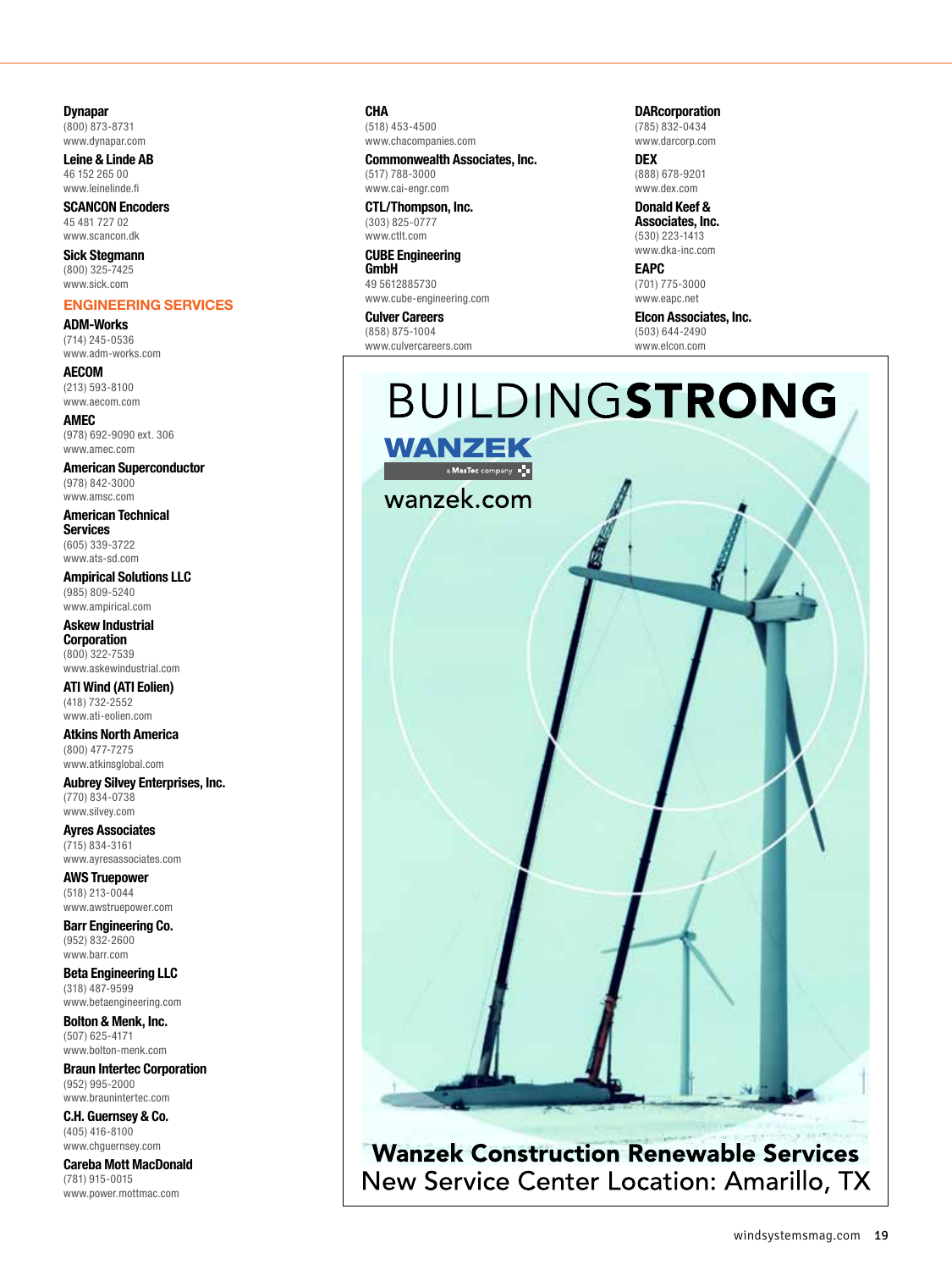**Dynapar**
(800) 873-8731
www.dynapar.com

**Leine & Linde AB**
46 152 265 00
www.leinelinde.fi

**SCANCON Encoders**
45 481 727 02
www.scancon.dk

**Sick Stegmann**
(800) 325-7425
www.sick.com

## ENGINEERING SERVICES

**ADM-Works**
(714) 245-0536
www.adm-works.com

**AECOM**
(213) 593-8100
www.aecom.com

**AMEC**
(978) 692-9090 ext. 306
www.amec.com

**American Superconductor**
(978) 842-3000
www.amsc.com

**American Technical Services**
(605) 339-3722
www.ats-sd.com

**Ampirical Solutions LLC**
(985) 809-5240
www.ampirical.com

**Askew Industrial Corporation**
(800) 322-7539
www.askewindustrial.com

**ATI Wind (ATI Eolien)**
(418) 732-2552
www.ati-eolien.com

**Atkins North America**
(800) 477-7275
www.atkinsglobal.com

**Aubrey Silvey Enterprises, Inc.**
(770) 834-0738
www.silvey.com

**Ayres Associates**
(715) 834-3161
www.ayresassociates.com

**AWS Truepower**
(518) 213-0044
www.awstruepower.com

**Barr Engineering Co.**
(952) 832-2600
www.barr.com

**Beta Engineering LLC**
(318) 487-9599
www.betaengineering.com

**Bolton & Menk, Inc.**
(507) 625-4171
www.bolton-menk.com

**Braun Intertec Corporation**
(952) 995-2000
www.braunintertec.com

**C.H. Guernsey & Co.**
(405) 416-8100
www.chguernsey.com

**Careba Mott MacDonald**
(781) 915-0015
www.power.mottmac.com

**CHA**
(518) 453-4500
www.chacompanies.com

**Commonwealth Associates, Inc.**
(517) 788-3000
www.cai-engr.com

**CTL/Thompson, Inc.**
(303) 825-0777
www.ctlt.com

**CUBE Engineering GmbH**
49 5612885730
www.cube-engineering.com

**Culver Careers**
(858) 875-1004
www.culvercareers.com

**DARcorporation**
(785) 832-0434
www.darcorp.com

**DEX**
(888) 678-9201
www.dex.com

**Donald Keef & Associates, Inc.**
(530) 223-1413
www.dka-inc.com

**EAPC**
(701) 775-3000
www.eapc.net

**Elcon Associates, Inc.**
(503) 644-2490
www.elcon.com

BUILDING**STRONG**

WANZEK
a MasTec company

wanzek.com

**Wanzek Construction Renewable Services**
New Service Center Location: Amarillo, TX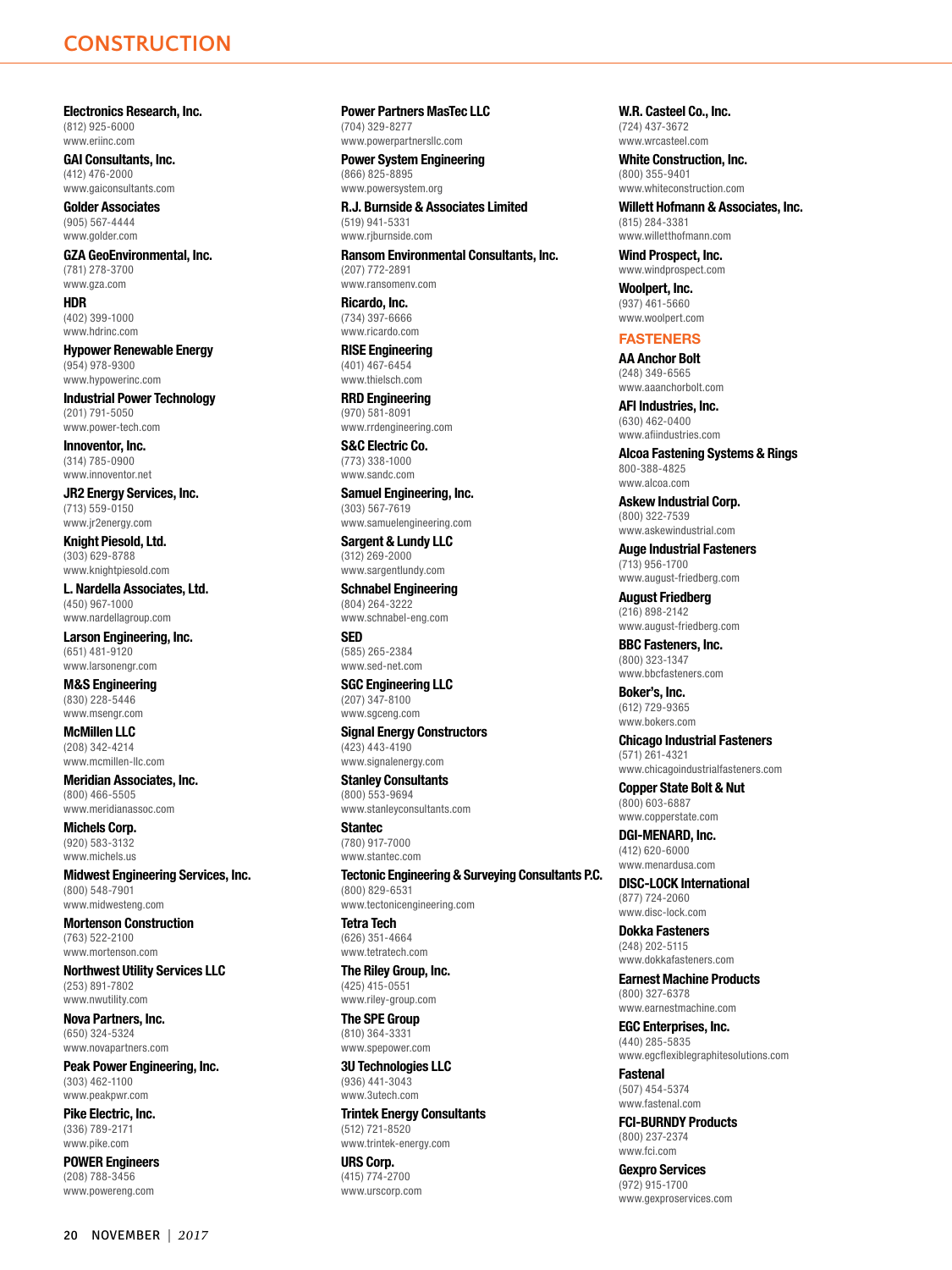# CONSTRUCTION

**Electronics Research, Inc.**
(812) 925-6000
www.eriinc.com

**GAI Consultants, Inc.**
(412) 476-2000
www.gaiconsultants.com

**Golder Associates**
(905) 567-4444
www.golder.com

**GZA GeoEnvironmental, Inc.**
(781) 278-3700
www.gza.com

**HDR**
(402) 399-1000
www.hdrinc.com

**Hypower Renewable Energy**
(954) 978-9300
www.hypowerinc.com

**Industrial Power Technology**
(201) 791-5050
www.power-tech.com

**Innoventor, Inc.**
(314) 785-0900
www.innoventor.net

**JR2 Energy Services, Inc.**
(713) 559-0150
www.jr2energy.com

**Knight Piesold, Ltd.**
(303) 629-8788
www.knightpiesold.com

**L. Nardella Associates, Ltd.**
(450) 967-1000
www.nardellagroup.com

**Larson Engineering, Inc.**
(651) 481-9120
www.larsonengr.com

**M&S Engineering**
(830) 228-5446
www.msengr.com

**McMillen LLC**
(208) 342-4214
www.mcmillen-llc.com

**Meridian Associates, Inc.**
(800) 466-5505
www.meridianassoc.com

**Michels Corp.**
(920) 583-3132
www.michels.us

**Midwest Engineering Services, Inc.**
(800) 548-7901
www.midwesteng.com

**Mortenson Construction**
(763) 522-2100
www.mortenson.com

**Northwest Utility Services LLC**
(253) 891-7802
www.nwutility.com

**Nova Partners, Inc.**
(650) 324-5324
www.novapartners.com

**Peak Power Engineering, Inc.**
(303) 462-1100
www.peakpwr.com

**Pike Electric, Inc.**
(336) 789-2171
www.pike.com

**POWER Engineers**
(208) 788-3456
www.powereng.com

**Power Partners MasTec LLC**
(704) 329-8277
www.powerpartnersllc.com

**Power System Engineering**
(866) 825-8895
www.powersystem.org

**R.J. Burnside & Associates Limited**
(519) 941-5331
www.rjburnside.com

**Ransom Environmental Consultants, Inc.**
(207) 772-2891
www.ransomenv.com

**Ricardo, Inc.**
(734) 397-6666
www.ricardo.com

**RISE Engineering**
(401) 467-6454
www.thielsch.com

**RRD Engineering**
(970) 581-8091
www.rrdengineering.com

**S&C Electric Co.**
(773) 338-1000
www.sandc.com

**Samuel Engineering, Inc.**
(303) 567-7619
www.samuelengineering.com

**Sargent & Lundy LLC**
(312) 269-2000
www.sargentlundy.com

**Schnabel Engineering**
(804) 264-3222
www.schnabel-eng.com

**SED**
(585) 265-2384
www.sed-net.com

**SGC Engineering LLC**
(207) 347-8100
www.sgceng.com

**Signal Energy Constructors**
(423) 443-4190
www.signalenergy.com

**Stanley Consultants**
(800) 553-9694
www.stanleyconsultants.com

**Stantec**
(780) 917-7000
www.stantec.com

**Tectonic Engineering & Surveying Consultants P.C.**
(800) 829-6531
www.tectonicengineering.com

**Tetra Tech**
(626) 351-4664
www.tetratech.com

**The Riley Group, Inc.**
(425) 415-0551
www.riley-group.com

**The SPE Group**
(810) 364-3331
www.spepower.com

**3U Technologies LLC**
(936) 441-3043
www.3utech.com

**Trintek Energy Consultants**
(512) 721-8520
www.trintek-energy.com

**URS Corp.**
(415) 774-2700
www.urscorp.com

**W.R. Casteel Co., Inc.**
(724) 437-3672
www.wrcasteel.com

**White Construction, Inc.**
(800) 355-9401
www.whiteconstruction.com

**Willett Hofmann & Associates, Inc.**
(815) 284-3381
www.willetthofmann.com

**Wind Prospect, Inc.**
www.windprospect.com

**Woolpert, Inc.**
(937) 461-5660
www.woolpert.com

## FASTENERS

**AA Anchor Bolt**
(248) 349-6565
www.aaanchorbolt.com

**AFI Industries, Inc.**
(630) 462-0400
www.afiindustries.com

**Alcoa Fastening Systems & Rings**
800-388-4825
www.alcoa.com

**Askew Industrial Corp.**
(800) 322-7539
www.askewindustrial.com

**Auge Industrial Fasteners**
(713) 956-1700
www.august-friedberg.com

**August Friedberg**
(216) 898-2142
www.august-friedberg.com

**BBC Fasteners, Inc.**
(800) 323-1347
www.bbcfasteners.com

**Boker's, Inc.**
(612) 729-9365
www.bokers.com

**Chicago Industrial Fasteners**
(571) 261-4321
www.chicagoindustrialfasteners.com

**Copper State Bolt & Nut**
(800) 603-6887
www.copperstate.com

**DGI-MENARD, Inc.**
(412) 620-6000
www.menardusa.com

**DISC-LOCK International**
(877) 724-2060
www.disc-lock.com

**Dokka Fasteners**
(248) 202-5115
www.dokkafasteners.com

**Earnest Machine Products**
(800) 327-6378
www.earnestmachine.com

**EGC Enterprises, Inc.**
(440) 285-5835
www.egcflexiblegraphitesolutions.com

**Fastenal**
(507) 454-5374
www.fastenal.com

**FCI-BURNDY Products**
(800) 237-2374
www.fci.com

**Gexpro Services**
(972) 915-1700
www.gexproservices.com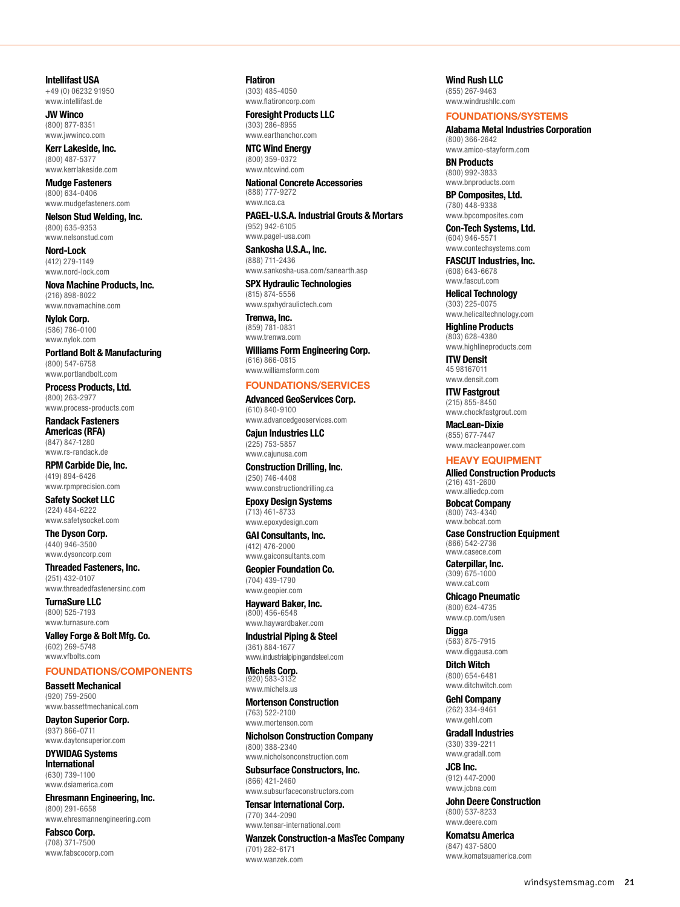**Intellifast USA**
+49 (0) 06232 91950
www.intellifast.de

**JW Winco**
(800) 877-8351
www.jwwinco.com

**Kerr Lakeside, Inc.**
(800) 487-5377
www.kerrlakeside.com

**Mudge Fasteners**
(800) 634-0406
www.mudgefasteners.com

**Nelson Stud Welding, Inc.**
(800) 635-9353
www.nelsonstud.com

**Nord-Lock**
(412) 279-1149
www.nord-lock.com

**Nova Machine Products, Inc.**
(216) 898-8022
www.novamachine.com

**Nylok Corp.**
(586) 786-0100
www.nylok.com

**Portland Bolt & Manufacturing**
(800) 547-6758
www.portlandbolt.com

**Process Products, Ltd.**
(800) 263-2977
www.process-products.com

**Randack Fasteners Americas (RFA)**
(847) 847-1280
www.rs-randack.de

**RPM Carbide Die, Inc.**
(419) 894-6426
www.rpmprecision.com

**Safety Socket LLC**
(224) 484-6222
www.safetysocket.com

**The Dyson Corp.**
(440) 946-3500
www.dysoncorp.com

**Threaded Fasteners, Inc.**
(251) 432-0107
www.threadedfastenersinc.com

**TurnaSure LLC**
(800) 525-7193
www.turnasure.com

**Valley Forge & Bolt Mfg. Co.**
(602) 269-5748
www.vfbolts.com

## FOUNDATIONS/COMPONENTS

**Bassett Mechanical**
(920) 759-2500
www.bassettmechanical.com

**Dayton Superior Corp.**
(937) 866-0711
www.daytonsuperior.com

**DYWIDAG Systems International**
(630) 739-1100
www.dsiamerica.com

**Ehresmann Engineering, Inc.**
(800) 291-6658
www.ehresmannengineering.com

**Fabsco Corp.**
(708) 371-7500
www.fabscocorp.com

**Flatiron**
(303) 485-4050
www.flatironcorp.com

**Foresight Products LLC**
(303) 286-8955
www.earthanchor.com

**NTC Wind Energy**
(800) 359-0372
www.ntcwind.com

**National Concrete Accessories**
(888) 777-9272
www.nca.ca

**PAGEL-U.S.A. Industrial Grouts & Mortars**
(952) 942-6105
www.pagel-usa.com

**Sankosha U.S.A., Inc.**
(888) 711-2436
www.sankosha-usa.com/sanearth.asp

**SPX Hydraulic Technologies**
(815) 874-5556
www.spxhydraulictech.com

**Trenwa, Inc.**
(859) 781-0831
www.trenwa.com

**Williams Form Engineering Corp.**
(616) 866-0815
www.williamsform.com

## FOUNDATIONS/SERVICES

**Advanced GeoServices Corp.**
(610) 840-9100
www.advancedgeoservices.com

**Cajun Industries LLC**
(225) 753-5857
www.cajunusa.com

**Construction Drilling, Inc.**
(250) 746-4408
www.constructiondrilling.ca

**Epoxy Design Systems**
(713) 461-8733
www.epoxydesign.com

**GAI Consultants, Inc.**
(412) 476-2000
www.gaiconsultants.com

**Geopier Foundation Co.**
(704) 439-1790
www.geopier.com

**Hayward Baker, Inc.**
(800) 456-6548
www.haywardbaker.com

**Industrial Piping & Steel**
(361) 884-1677
www.industrialpipingandsteel.com

**Michels Corp.**
(920) 583-3132
www.michels.us

**Mortenson Construction**
(763) 522-2100
www.mortenson.com

**Nicholson Construction Company**
(800) 388-2340
www.nicholsonconstruction.com

**Subsurface Constructors, Inc.**
(866) 421-2460
www.subsurfaceconstructors.com

**Tensar International Corp.**
(770) 344-2090
www.tensar-international.com

**Wanzek Construction-a MasTec Company**
(701) 282-6171
www.wanzek.com

**Wind Rush LLC**
(855) 267-9463
www.windrushllc.com

## FOUNDATIONS/SYSTEMS

**Alabama Metal Industries Corporation**
(800) 366-2642
www.amico-stayform.com

**BN Products**
(800) 992-3833
www.bnproducts.com

**BP Composites, Ltd.**
(780) 448-9338
www.bpcomposites.com

**Con-Tech Systems, Ltd.**
(604) 946-5571
www.contechsystems.com

**FASCUT Industries, Inc.**
(608) 643-6678
www.fascut.com

**Helical Technology**
(303) 225-0075
www.helicaltechnology.com

**Highline Products**
(803) 628-4380
www.highlineproducts.com

**ITW Densit**
45 98167011
www.densit.com

**ITW Fastgrout**
(215) 855-8450
www.chockfastgrout.com

**MacLean-Dixie**
(855) 677-7447
www.macleanpower.com

## HEAVY EQUIPMENT

**Allied Construction Products**
(216) 431-2600
www.alliedcp.com

**Bobcat Company**
(800) 743-4340
www.bobcat.com

**Case Construction Equipment**
(866) 542-2736
www.casece.com

**Caterpillar, Inc.**
(309) 675-1000
www.cat.com

**Chicago Pneumatic**
(800) 624-4735
www.cp.com/usen

**Digga**
(563) 875-7915
www.diggausa.com

**Ditch Witch**
(800) 654-6481
www.ditchwitch.com

**Gehl Company**
(262) 334-9461
www.gehl.com

**Gradall Industries**
(330) 339-2211
www.gradall.com

**JCB Inc.**
(912) 447-2000
www.jcbna.com

**John Deere Construction**
(800) 537-8233
www.deere.com

**Komatsu America**
(847) 437-5800
www.komatsuamerica.com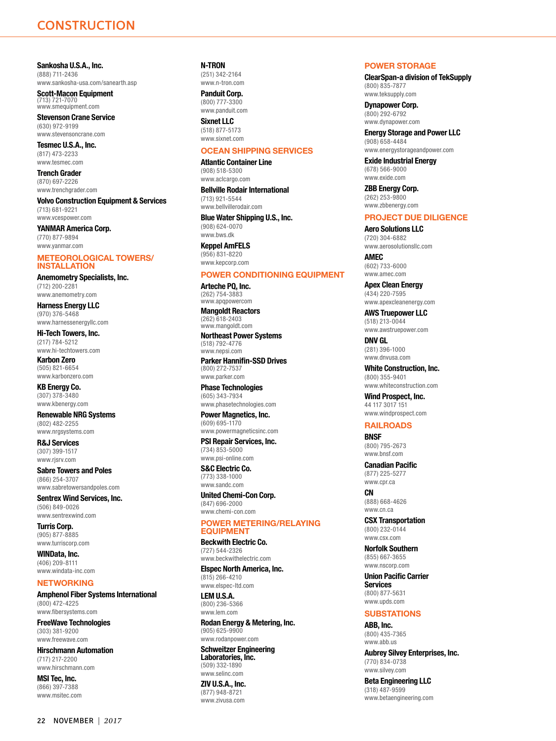# CONSTRUCTION

**Sankosha U.S.A., Inc.**
(888) 711-2436
www.sankosha-usa.com/sanearth.asp

**Scott-Macon Equipment**
(713) 721-7070
www.smequipment.com

**Stevenson Crane Service**
(630) 972-9199
www.stevensoncrane.com

**Tesmec U.S.A., Inc.**
(817) 473-2233
www.tesmec.com

**Trench Grader**
(870) 697-2226
www.trenchgrader.com

**Volvo Construction Equipment & Services**
(713) 681-9221
www.vcespower.com

**YANMAR America Corp.**
(770) 877-9894
www.yanmar.com

## METEOROLOGICAL TOWERS/ INSTALLATION

**Anemometry Specialists, Inc.**
(712) 200-2281
www.anemometry.com

**Harness Energy LLC**
(970) 376-5468
www.harnessenergyllc.com

**Hi-Tech Towers, Inc.**
(217) 784-5212
www.hi-techtowers.com

**Karbon Zero**
(505) 821-6654
www.karbonzero.com

**KB Energy Co.**
(307) 378-3480
www.kbenergy.com

**Renewable NRG Systems**
(802) 482-2255
www.nrgsystems.com

**R&J Services**
(307) 399-1517
www.rjsrv.com

**Sabre Towers and Poles**
(866) 254-3707
www.sabretowersandpoles.com

**Sentrex Wind Services, Inc.**
(506) 849-0026
www.sentrexwind.com

**Turris Corp.**
(905) 877-8885
www.turriscorp.com

**WINData, Inc.**
(406) 209-8111
www.windata-inc.com

## NETWORKING

**Amphenol Fiber Systems International**
(800) 472-4225
www.fibersystems.com

**FreeWave Technologies**
(303) 381-9200
www.freewave.com

**Hirschmann Automation**
(717) 217-2200
www.hirschmann.com

**MSI Tec, Inc.**
(866) 397-7388
www.msitec.com

**N-TRON**
(251) 342-2164
www.n-tron.com

**Panduit Corp.**
(800) 777-3300
www.panduit.com

**Sixnet LLC**
(518) 877-5173
www.sixnet.com

## OCEAN SHIPPING SERVICES

**Atlantic Container Line**
(908) 518-5300
www.aclcargo.com

**Bellville Rodair International**
(713) 921-5544
www.bellvillerodair.com

**Blue Water Shipping U.S., Inc.**
(908) 624-0070
www.bws.dk

**Keppel AmFELS**
(956) 831-8220
www.kepcorp.com

## POWER CONDITIONING EQUIPMENT

**Arteche PQ, Inc.**
(262) 754-3883
www.apqpowercom

**Mangoldt Reactors**
(262) 618-2403
www.mangoldt.com

**Northeast Power Systems**
(518) 792-4776
www.nepsi.com

**Parker Hannifin-SSD Drives**
(800) 272-7537
www.parker.com

**Phase Technologies**
(605) 343-7934
www.phasetechnologies.com

**Power Magnetics, Inc.**
(609) 695-1170
www.powermagneticsinc.com

**PSI Repair Services, Inc.**
(734) 853-5000
www.psi-online.com

**S&C Electric Co.**
(773) 338-1000
www.sandc.com

**United Chemi-Con Corp.**
(847) 696-2000
www.chemi-con.com

## POWER METERING/RELAYING EQUIPMENT

**Beckwith Electric Co.**
(727) 544-2326
www.beckwithelectric.com

**Elspec North America, Inc.**
(815) 266-4210
www.elspec-ltd.com

**LEM U.S.A.**
(800) 236-5366
www.lem.com

**Rodan Energy & Metering, Inc.**
(905) 625-9900
www.rodanpower.com

**Schweitzer Engineering Laboratories, Inc.**
(509) 332-1890
www.selinc.com

**ZIV U.S.A., Inc.**
(877) 948-8721
www.zivusa.com

## POWER STORAGE

**ClearSpan-a division of TekSupply**
(800) 835-7877
www.teksupply.com

**Dynapower Corp.**
(800) 292-6792
www.dynapower.com

**Energy Storage and Power LLC**
(908) 658-4484
www.energystorageandpower.com

**Exide Industrial Energy**
(678) 566-9000
www.exide.com

**ZBB Energy Corp.**
(262) 253-9800
www.zbbenergy.com

## PROJECT DUE DILIGENCE

**Aero Solutions LLC**
(720) 304-6882
www.aerosolutionsllc.com

**AMEC**
(602) 733-6000
www.amec.com

**Apex Clean Energy**
(434) 220-7595
www.apexcleanenergy.com

**AWS Truepower LLC**
(518) 213-0044
www.awstruepower.com

**DNV GL**
(281) 396-1000
www.dnvusa.com

**White Construction, Inc.**
(800) 355-9401
www.whiteconstruction.com

**Wind Prospect, Inc.**
44 117 3017 151
www.windprospect.com

## RAILROADS

**BNSF**
(800) 795-2673
www.bnsf.com

**Canadian Pacific**
(877) 225-5277
www.cpr.ca

**CN**
(888) 668-4626
www.cn.ca

**CSX Transportation**
(800) 232-0144
www.csx.com

**Norfolk Southern**
(855) 667-3655
www.nscorp.com

**Union Pacific Carrier Services**
(800) 877-5631
www.upds.com

## SUBSTATIONS

**ABB, Inc.**
(800) 435-7365
www.abb.us

**Aubrey Silvey Enterprises, Inc.**
(770) 834-0738
www.silvey.com

**Beta Engineering LLC**
(318) 487-9599
www.betaengineering.com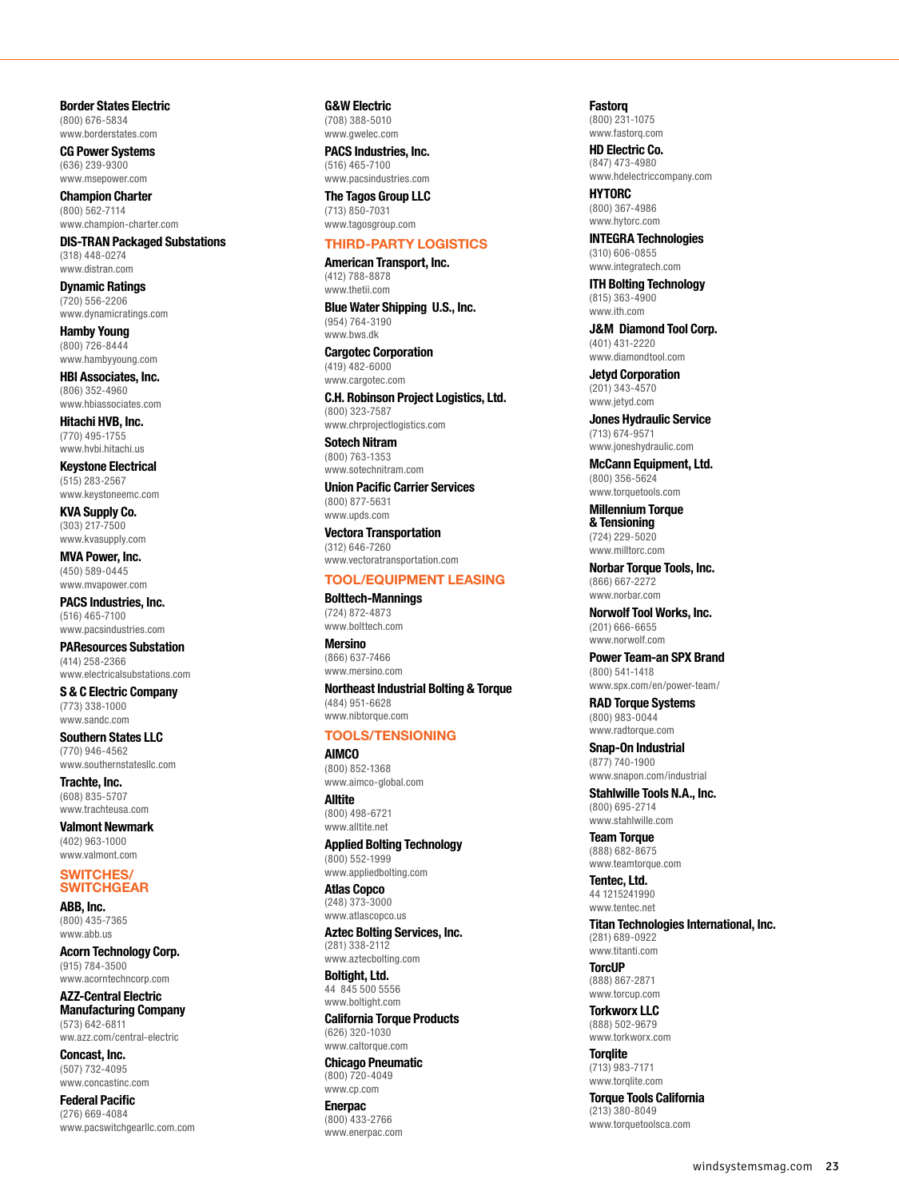**Border States Electric**
(800) 676-5834
www.borderstates.com

**CG Power Systems**
(636) 239-9300
www.msepower.com

**Champion Charter**
(800) 562-7114
www.champion-charter.com

**DIS-TRAN Packaged Substations**
(318) 448-0274
www.distran.com

**Dynamic Ratings**
(720) 556-2206
www.dynamicratings.com

**Hamby Young**
(800) 726-8444
www.hambyyoung.com

**HBI Associates, Inc.**
(806) 352-4960
www.hbiassociates.com

**Hitachi HVB, Inc.**
(770) 495-1755
www.hvbi.hitachi.us

**Keystone Electrical**
(515) 283-2567
www.keystoneemc.com

**KVA Supply Co.**
(303) 217-7500
www.kvasupply.com

**MVA Power, Inc.**
(450) 589-0445
www.mvapower.com

**PACS Industries, Inc.**
(516) 465-7100
www.pacsindustries.com

**PAResources Substation**
(414) 258-2366
www.electricalsubstations.com

**S & C Electric Company**
(773) 338-1000
www.sandc.com

**Southern States LLC**
(770) 946-4562
www.southernstatesllc.com

**Trachte, Inc.**
(608) 835-5707
www.trachteusa.com

**Valmont Newmark**
(402) 963-1000
www.valmont.com

## SWITCHES/ SWITCHGEAR

**ABB, Inc.**
(800) 435-7365
www.abb.us

**Acorn Technology Corp.**
(915) 784-3500
www.acorntechncorp.com

**AZZ-Central Electric Manufacturing Company**
(573) 642-6811
ww.azz.com/central-electric

**Concast, Inc.**
(507) 732-4095
www.concastinc.com

**Federal Pacific**
(276) 669-4084
www.pacswitchgearllc.com.com

**G&W Electric**
(708) 388-5010
www.gwelec.com

**PACS Industries, Inc.**
(516) 465-7100
www.pacsindustries.com

**The Tagos Group LLC**
(713) 850-7031
www.tagosgroup.com

## THIRD-PARTY LOGISTICS

**American Transport, Inc.**
(412) 788-8878
www.thetii.com

**Blue Water Shipping U.S., Inc.**
(954) 764-3190
www.bws.dk

**Cargotec Corporation**
(419) 482-6000
www.cargotec.com

**C.H. Robinson Project Logistics, Ltd.**
(800) 323-7587
www.chrprojectlogistics.com

**Sotech Nitram**
(800) 763-1353
www.sotechnitram.com

**Union Pacific Carrier Services**
(800) 877-5631
www.upds.com

**Vectora Transportation**
(312) 646-7260
www.vectoratransportation.com

## TOOL/EQUIPMENT LEASING

**Bolttech-Mannings**
(724) 872-4873
www.bolttech.com

**Mersino**
(866) 637-7466
www.mersino.com

**Northeast Industrial Bolting & Torque**
(484) 951-6628
www.nibtorque.com

## TOOLS/TENSIONING

**AIMCO**
(800) 852-1368
www.aimco-global.com

**Alltite**
(800) 498-6721
www.alltite.net

**Applied Bolting Technology**
(800) 552-1999
www.appliedbolting.com

**Atlas Copco**
(248) 373-3000
www.atlascopco.us

**Aztec Bolting Services, Inc.**
(281) 338-2112
www.aztecbolting.com

**Boltight, Ltd.**
44 845 500 5556
www.boltight.com

**California Torque Products**
(626) 320-1030
www.caltorque.com

**Chicago Pneumatic**
(800) 720-4049
www.cp.com

**Enerpac**
(800) 433-2766
www.enerpac.com

**Fastorq**
(800) 231-1075
www.fastorq.com

**HD Electric Co.**
(847) 473-4980
www.hdelectriccompany.com

**HYTORC**
(800) 367-4986
www.hytorc.com

**INTEGRA Technologies**
(310) 606-0855
www.integratech.com

**ITH Bolting Technology**
(815) 363-4900
www.ith.com

**J&M Diamond Tool Corp.**
(401) 431-2220
www.diamondtool.com

**Jetyd Corporation**
(201) 343-4570
www.jetyd.com

**Jones Hydraulic Service**
(713) 674-9571
www.joneshydraulic.com

**McCann Equipment, Ltd.**
(800) 356-5624
www.torquetools.com

**Millennium Torque & Tensioning**
(724) 229-5020
www.milltorc.com

**Norbar Torque Tools, Inc.**
(866) 667-2272
www.norbar.com

**Norwolf Tool Works, Inc.**
(201) 666-6655
www.norwolf.com

**Power Team-an SPX Brand**
(800) 541-1418
www.spx.com/en/power-team/

**RAD Torque Systems**
(800) 983-0044
www.radtorque.com

**Snap-On Industrial**
(877) 740-1900
www.snapon.com/industrial

**Stahlwille Tools N.A., Inc.**
(800) 695-2714
www.stahlwille.com

**Team Torque**
(888) 682-8675
www.teamtorque.com

**Tentec, Ltd.**
44 1215241990
www.tentec.net

**Titan Technologies International, Inc.**
(281) 689-0922
www.titanti.com

**TorcUP**
(888) 867-2871
www.torcup.com

**Torkworx LLC**
(888) 502-9679
www.torkworx.com

**Torqlite**
(713) 983-7171
www.torqlite.com

**Torque Tools California**
(213) 380-8049
www.torquetoolsca.com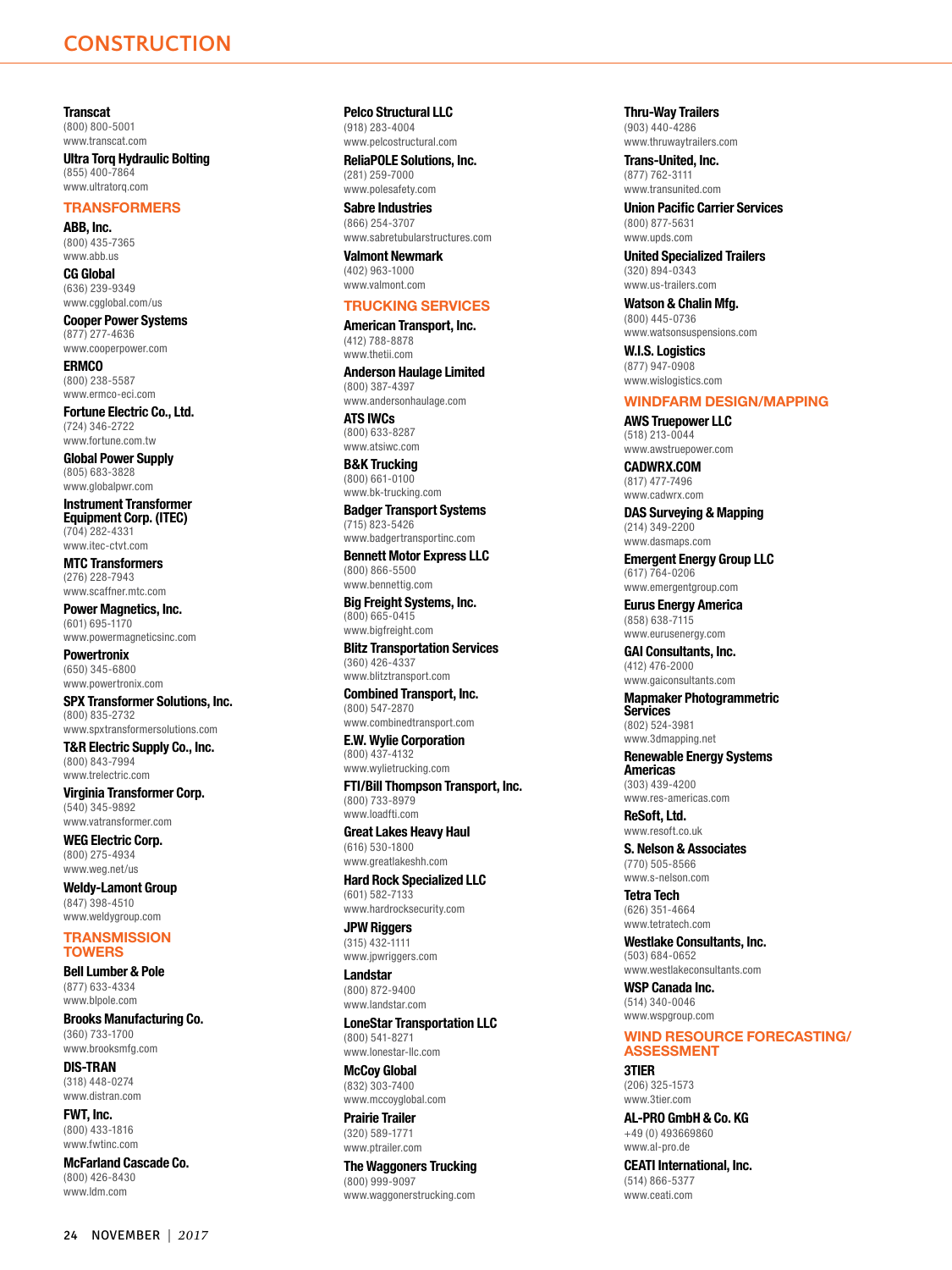# CONSTRUCTION

**Transcat**
(800) 800-5001
www.transcat.com

**Ultra Torq Hydraulic Bolting**
(855) 400-7864
www.ultratorq.com

## TRANSFORMERS

**ABB, Inc.**
(800) 435-7365
www.abb.us

**CG Global**
(636) 239-9349
www.cgglobal.com/us

**Cooper Power Systems**
(877) 277-4636
www.cooperpower.com

**ERMCO**
(800) 238-5587
www.ermco-eci.com

**Fortune Electric Co., Ltd.**
(724) 346-2722
www.fortune.com.tw

**Global Power Supply**
(805) 683-3828
www.globalpwr.com

**Instrument Transformer Equipment Corp. (ITEC)**
(704) 282-4331
www.itec-ctvt.com

**MTC Transformers**
(276) 228-7943
www.scaffner.mtc.com

**Power Magnetics, Inc.**
(601) 695-1170
www.powermagneticsinc.com

**Powertronix**
(650) 345-6800
www.powertronix.com

**SPX Transformer Solutions, Inc.**
(800) 835-2732
www.spxtransformersolutions.com

**T&R Electric Supply Co., Inc.**
(800) 843-7994
www.trelectric.com

**Virginia Transformer Corp.**
(540) 345-9892
www.vatransformer.com

**WEG Electric Corp.**
(800) 275-4934
www.weg.net/us

**Weldy-Lamont Group**
(847) 398-4510
www.weldygroup.com

## TRANSMISSION TOWERS

**Bell Lumber & Pole**
(877) 633-4334
www.blpole.com

**Brooks Manufacturing Co.**
(360) 733-1700
www.brooksmfg.com

**DIS-TRAN**
(318) 448-0274
www.distran.com

**FWT, Inc.**
(800) 433-1816
www.fwtinc.com

**McFarland Cascade Co.**
(800) 426-8430
www.ldm.com

**Pelco Structural LLC**
(918) 283-4004
www.pelcostructural.com

**ReliaPOLE Solutions, Inc.**
(281) 259-7000
www.polesafety.com

**Sabre Industries**
(866) 254-3707
www.sabretubularstructures.com

**Valmont Newmark**
(402) 963-1000
www.valmont.com

## TRUCKING SERVICES

**American Transport, Inc.**
(412) 788-8878
www.thetii.com

**Anderson Haulage Limited**
(800) 387-4397
www.andersonhaulage.com

**ATS IWCs**
(800) 633-8287
www.atsiwc.com

**B&K Trucking**
(800) 661-0100
www.bk-trucking.com

**Badger Transport Systems**
(715) 823-5426
www.badgertransportinc.com

**Bennett Motor Express LLC**
(800) 866-5500
www.bennettig.com

**Big Freight Systems, Inc.**
(800) 665-0415
www.bigfreight.com

**Blitz Transportation Services**
(360) 426-4337
www.blitztransport.com

**Combined Transport, Inc.**
(800) 547-2870
www.combinedtransport.com

**E.W. Wylie Corporation**
(800) 437-4132
www.wylietrucking.com

**FTI/Bill Thompson Transport, Inc.**
(800) 733-8979
www.loadfti.com

**Great Lakes Heavy Haul**
(616) 530-1800
www.greatlakeshh.com

**Hard Rock Specialized LLC**
(601) 582-7133
www.hardrocksecurity.com

**JPW Riggers**
(315) 432-1111
www.jpwriggers.com

**Landstar**
(800) 872-9400
www.landstar.com

**LoneStar Transportation LLC**
(800) 541-8271
www.lonestar-llc.com

**McCoy Global**
(832) 303-7400
www.mccoyglobal.com

**Prairie Trailer**
(320) 589-1771
www.ptrailer.com

**The Waggoners Trucking**
(800) 999-9097
www.waggonerstrucking.com

**Thru-Way Trailers**
(903) 440-4286
www.thruwaytrailers.com

**Trans-United, Inc.**
(877) 762-3111
www.transunited.com

**Union Pacific Carrier Services**
(800) 877-5631
www.upds.com

**United Specialized Trailers**
(320) 894-0343
www.us-trailers.com

**Watson & Chalin Mfg.**
(800) 445-0736
www.watsonsuspensions.com

**W.I.S. Logistics**
(877) 947-0908
www.wislogistics.com

## WINDFARM DESIGN/MAPPING

**AWS Truepower LLC**
(518) 213-0044
www.awstruepower.com

**CADWRX.COM**
(817) 477-7496
www.cadwrx.com

**DAS Surveying & Mapping**
(214) 349-2200
www.dasmaps.com

**Emergent Energy Group LLC**
(617) 764-0206
www.emergentgroup.com

**Eurus Energy America**
(858) 638-7115
www.eurusenergy.com

**GAI Consultants, Inc.**
(412) 476-2000
www.gaiconsultants.com

**Mapmaker Photogrammetric Services**
(802) 524-3981
www.3dmapping.net

**Renewable Energy Systems Americas**
(303) 439-4200
www.res-americas.com

**ReSoft, Ltd.**
www.resoft.co.uk

**S. Nelson & Associates**
(770) 505-8566
www.s-nelson.com

**Tetra Tech**
(626) 351-4664
www.tetratech.com

**Westlake Consultants, Inc.**
(503) 684-0652
www.westlakeconsultants.com

**WSP Canada Inc.**
(514) 340-0046
www.wspgroup.com

## WIND RESOURCE FORECASTING/ ASSESSMENT

**3TIER**
(206) 325-1573
www.3tier.com

**AL-PRO GmbH & Co. KG**
+49 (0) 493669860
www.al-pro.de

**CEATI International, Inc.**
(514) 866-5377
www.ceati.com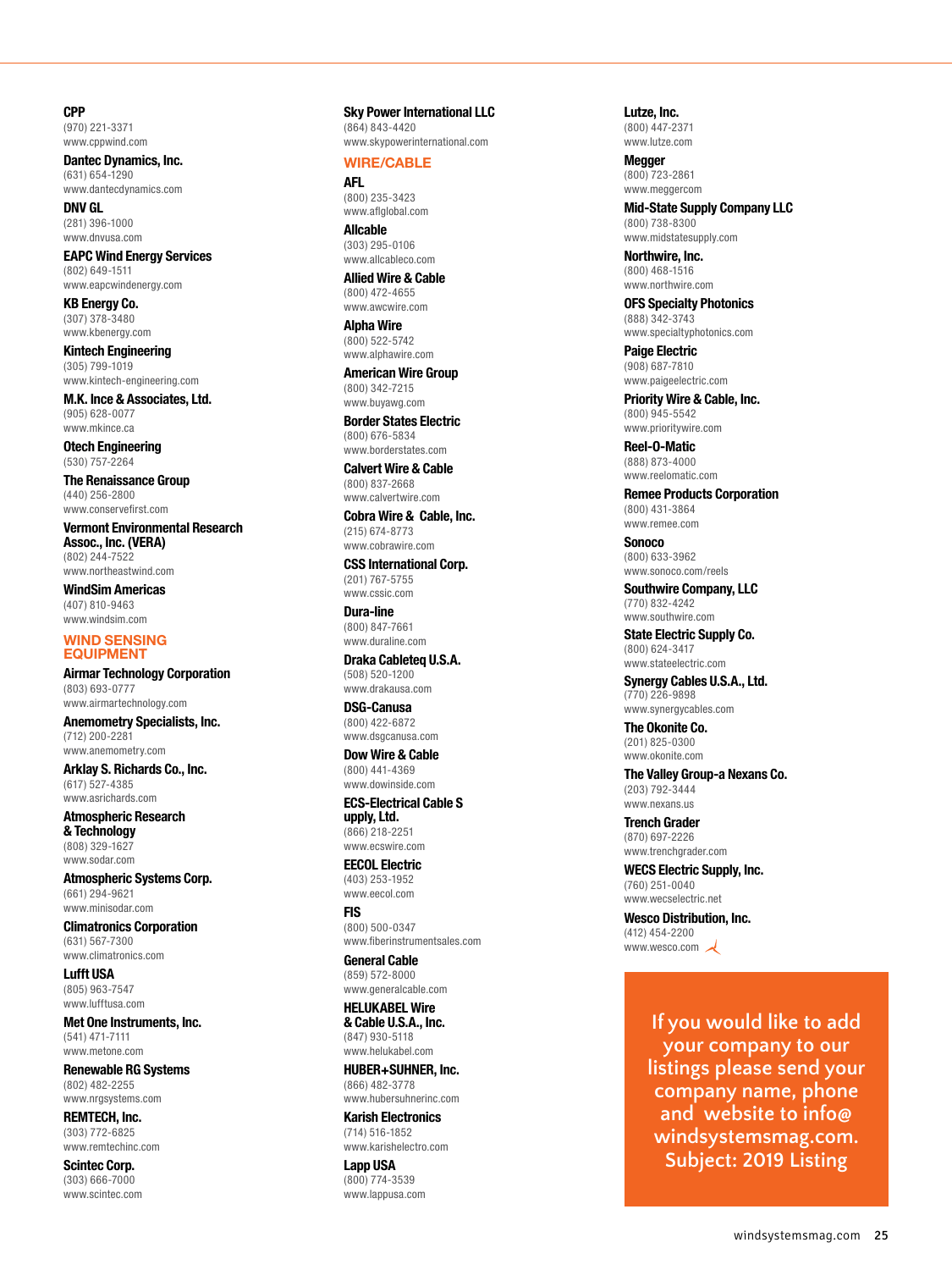**CPP**
(970) 221-3371
www.cppwind.com

**Dantec Dynamics, Inc.**
(631) 654-1290
www.dantecdynamics.com

**DNV GL**
(281) 396-1000
www.dnvusa.com

**EAPC Wind Energy Services**
(802) 649-1511
www.eapcwindenergy.com

**KB Energy Co.**
(307) 378-3480
www.kbenergy.com

**Kintech Engineering**
(305) 799-1019
www.kintech-engineering.com

**M.K. Ince & Associates, Ltd.**
(905) 628-0077
www.mkince.ca

**Otech Engineering**
(530) 757-2264

**The Renaissance Group**
(440) 256-2800
www.conservefirst.com

**Vermont Environmental Research Assoc., Inc. (VERA)**
(802) 244-7522
www.northeastwind.com

**WindSim Americas**
(407) 810-9463
www.windsim.com

## WIND SENSING EQUIPMENT

**Airmar Technology Corporation**
(803) 693-0777
www.airmartechnology.com

**Anemometry Specialists, Inc.**
(712) 200-2281
www.anemometry.com

**Arklay S. Richards Co., Inc.**
(617) 527-4385
www.asrichards.com

**Atmospheric Research & Technology**
(808) 329-1627
www.sodar.com

**Atmospheric Systems Corp.**
(661) 294-9621
www.minisodar.com

**Climatronics Corporation**
(631) 567-7300
www.climatronics.com

**Lufft USA**
(805) 963-7547
www.lufftusa.com

**Met One Instruments, Inc.**
(541) 471-7111
www.metone.com

**Renewable RG Systems**
(802) 482-2255
www.nrgsystems.com

**REMTECH, Inc.**
(303) 772-6825
www.remtechinc.com

**Scintec Corp.**
(303) 666-7000
www.scintec.com

**Sky Power International LLC**
(864) 843-4420
www.skypowerinternational.com

## WIRE/CABLE

**AFL**
(800) 235-3423
www.aflglobal.com

**Allcable**
(303) 295-0106
www.allcableco.com

**Allied Wire & Cable**
(800) 472-4655
www.awcwire.com

**Alpha Wire**
(800) 522-5742
www.alphawire.com

**American Wire Group**
(800) 342-7215
www.buyawg.com

**Border States Electric**
(800) 676-5834
www.borderstates.com

**Calvert Wire & Cable**
(800) 837-2668
www.calvertwire.com

**Cobra Wire & Cable, Inc.**
(215) 674-8773
www.cobrawire.com

**CSS International Corp.**
(201) 767-5755
www.cssic.com

**Dura-line**
(800) 847-7661
www.duraline.com

**Draka Cableteq U.S.A.**
(508) 520-1200
www.drakausa.com

**DSG-Canusa**
(800) 422-6872
www.dsgcanusa.com

**Dow Wire & Cable**
(800) 441-4369
www.dowinside.com

**ECS-Electrical Cable S upply, Ltd.**
(866) 218-2251
www.ecswire.com

**EECOL Electric**
(403) 253-1952
www.eecol.com

**FIS**
(800) 500-0347
www.fiberinstrumentsales.com

**General Cable**
(859) 572-8000
www.generalcable.com

**HELUKABEL Wire & Cable U.S.A., Inc.**
(847) 930-5118
www.helukabel.com

**HUBER+SUHNER, Inc.**
(866) 482-3778
www.hubersuhnerinc.com

**Karish Electronics**
(714) 516-1852
www.karishelectro.com

**Lapp USA**
(800) 774-3539
www.lappusa.com

**Lutze, Inc.**
(800) 447-2371
www.lutze.com

**Megger**
(800) 723-2861
www.meggercom

**Mid-State Supply Company LLC**
(800) 738-8300
www.midstatesupply.com

**Northwire, Inc.**
(800) 468-1516
www.northwire.com

**OFS Specialty Photonics**
(888) 342-3743
www.specialtyphotonics.com

**Paige Electric**
(908) 687-7810
www.paigeelectric.com

**Priority Wire & Cable, Inc.**
(800) 945-5542
www.prioritywire.com

**Reel-O-Matic**
(888) 873-4000
www.reelomatic.com

**Remee Products Corporation**
(800) 431-3864
www.remee.com

**Sonoco**
(800) 633-3962
www.sonoco.com/reels

**Southwire Company, LLC**
(770) 832-4242
www.southwire.com

**State Electric Supply Co.**
(800) 624-3417
www.stateelectric.com

**Synergy Cables U.S.A., Ltd.**
(770) 226-9898
www.synergycables.com

**The Okonite Co.**
(201) 825-0300
www.okonite.com

**The Valley Group-a Nexans Co.**
(203) 792-3444
www.nexans.us

**Trench Grader**
(870) 697-2226
www.trenchgrader.com

**WECS Electric Supply, Inc.**
(760) 251-0040
www.wecselectric.net

**Wesco Distribution, Inc.**
(412) 454-2200
www.wesco.com

If you would like to add your company to our listings please send your company name, phone and website to info@windsystemsmag.com. Subject: 2019 Listing